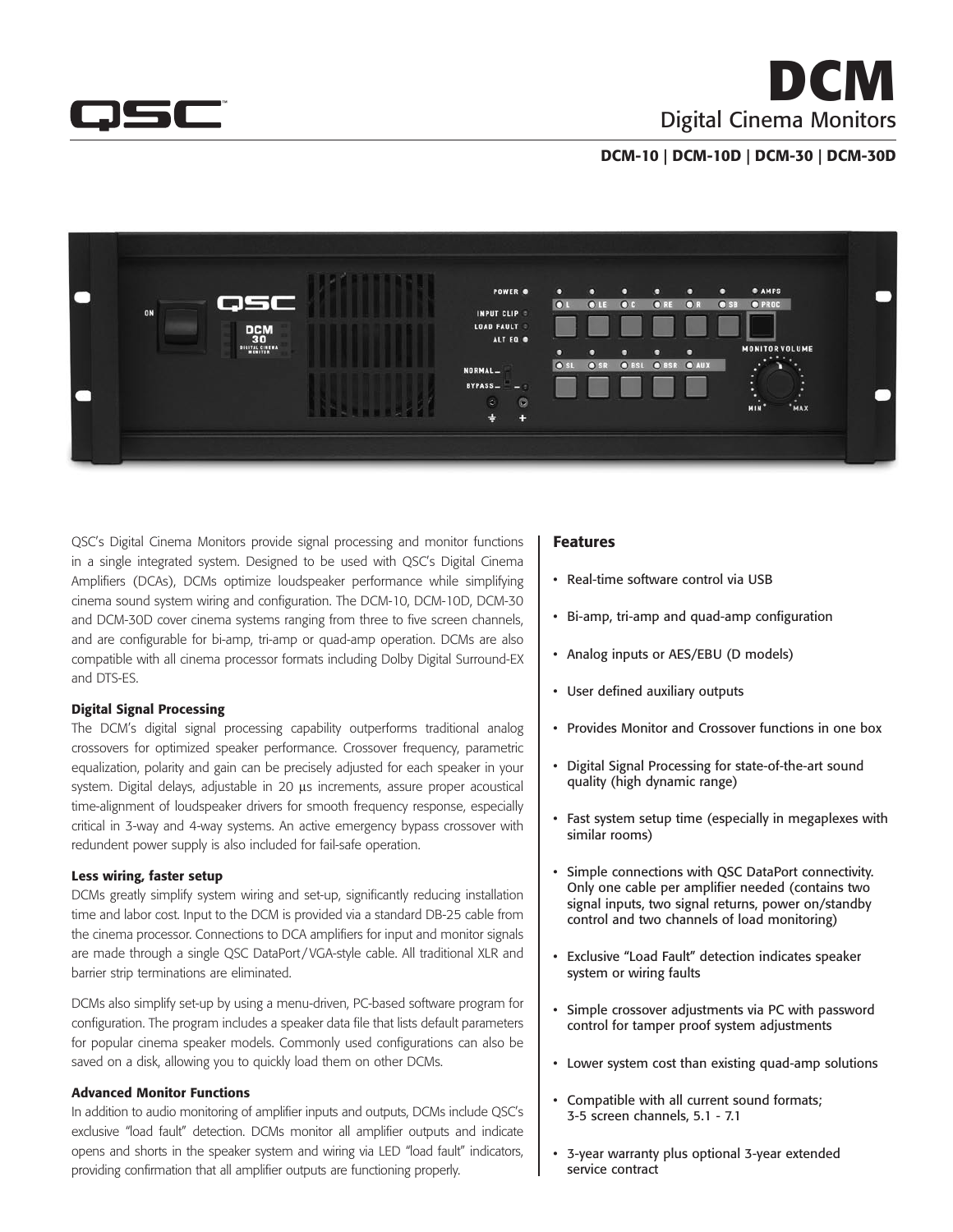# DCM

## Digital Cinema Monitors

**DCM-10 | DCM-10D | DCM-30 | DCM-30D**

QSC's Digital Cinema Monitors provide signal processing and monitor functions in a single integrated system. Designed to be used with QSC's Digital Cinema Amplifiers (DCAs), DCMs optimize loudspeaker performance while simplifying cinema sound system wiring and configuration. The DCM-10, DCM-10D, DCM-30 and DCM-30D cover cinema systems ranging from three to five screen channels, and are configurable for bi-amp, tri-amp or quad-amp operation. DCMs are also compatible with all cinema processor formats including Dolby Digital Surround-EX and DTS-ES.

### Digital Signal Processing

The DCM's digital signal processing capability outperforms traditional analog crossovers for optimized speaker performance. Crossover frequency, parametric equalization, polarity and gain can be precisely adjusted for each speaker in your system. Digital delays, adjustable in 20 µs increments, assure proper acoustical time-alignment of loudspeaker drivers for smooth frequency response, especially critical in 3-way and 4-way systems. An active emergency bypass crossover with redundent power supply is also included for fail-safe operation.

### Less wiring, faster setup

DCMs greatly simplify system wiring and set-up, significantly reducing installation time and labor cost. Input to the DCM is provided via a standard DB-25 cable from the cinema processor. Connections to DCA amplifiers for input and monitor signals are made through a single QSC DataPort/VGA-style cable. All traditional XLR and barrier strip terminations are eliminated.

DCMs also simplify set-up by using a menu-driven, PC-based software program for configuration. The program includes a speaker data file that lists default parameters for popular cinema speaker models. Commonly used configurations can also be saved on a disk, allowing you to quickly load them on other DCMs.

### Advanced Monitor Functions

In addition to audio monitoring of amplifier inputs and outputs, DCMs include QSC's exclusive "load fault" detection. DCMs monitor all amplifier outputs and indicate opens and shorts in the speaker system and wiring via LED "load fault" indicators, providing confirmation that all amplifier outputs are functioning properly.

### Features

- Real-time software control via USB
- Bi-amp, tri-amp and quad-amp configuration
- Analog inputs or AES/EBU (D models)
- User defined auxiliary outputs
- Provides Monitor and Crossover functions in one box
- Digital Signal Processing for state-of-the-art sound quality (high dynamic range)
- Fast system setup time (especially in megaplexes with similar rooms)
- Simple connections with QSC DataPort connectivity. Only one cable per amplifier needed (contains two signal inputs, two signal returns, power on/standby control and two channels of load monitoring)
- Exclusive "Load Fault" detection indicates speaker system or wiring faults
- Simple crossover adjustments via PC with password control for tamper proof system adjustments
- Lower system cost than existing quad-amp solutions
- Compatible with all current sound formats; 3-5 screen channels, 5.1 - 7.1
- 3-year warranty plus optional 3-year extended service contract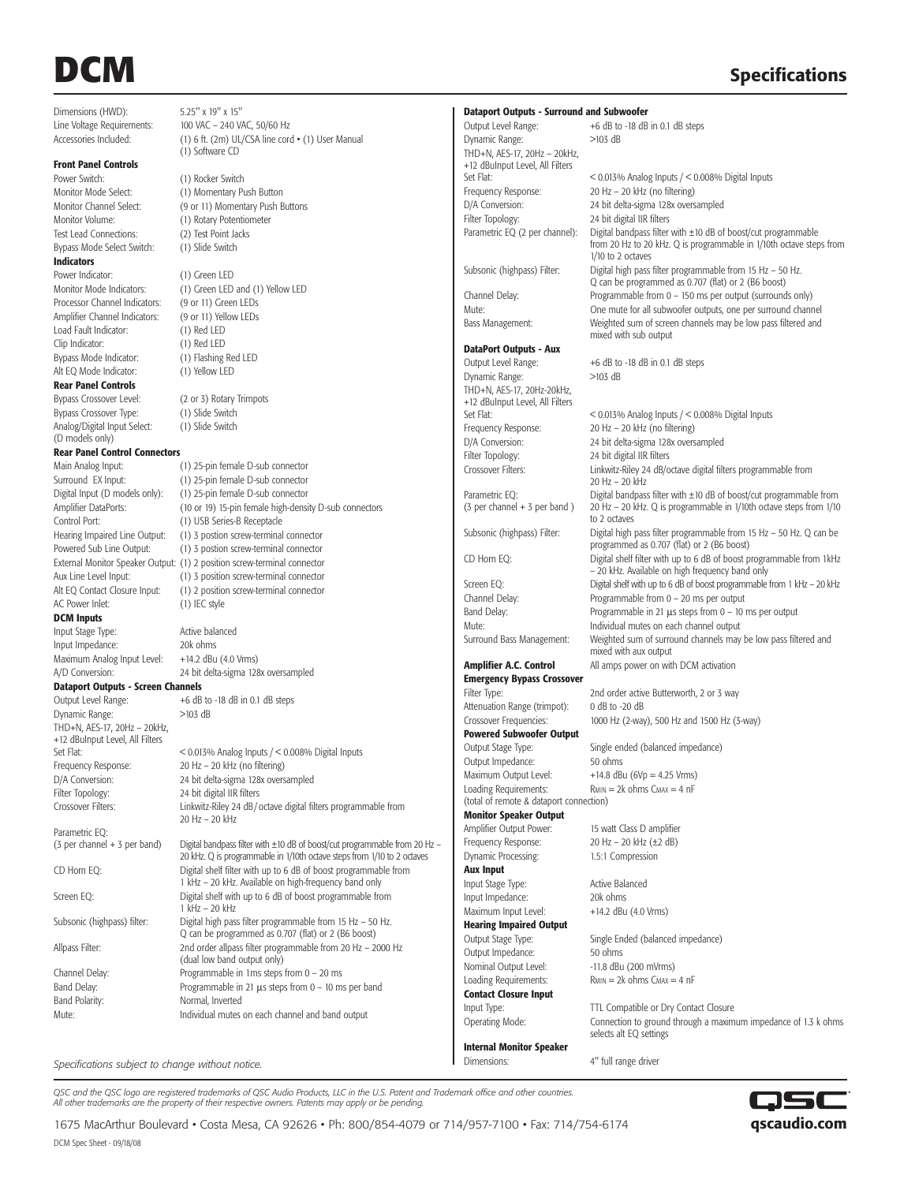# DCM

## Specifications

| | |
|---|---|
| Dimensions (HWD): | 5.25" x 19" x 15" |
| Line Voltage Requirements: | 100 VAC – 240 VAC, 50/60 Hz |
| Accessories Included: | (1) 6 ft. (2m) UL/CSA line cord • (1) User Manual (1) Software CD |

### Front Panel Controls

| | |
|---|---|
| Power Switch: | (1) Rocker Switch |
| Monitor Mode Select: | (1) Momentary Push Button |
| Monitor Channel Select: | (9 or 11) Momentary Push Buttons |
| Monitor Volume: | (1) Rotary Potentiometer |
| Test Lead Connections: | (2) Test Point Jacks |
| Bypass Mode Select Switch: | (1) Slide Switch |

### Indicators

| | |
|---|---|
| Power Indicator: | (1) Green LED |
| Monitor Mode Indicators: | (1) Green LED and (1) Yellow LED |
| Processor Channel Indicators: | (9 or 11) Green LEDs |
| Amplifier Channel Indicators: | (9 or 11) Yellow LEDs |
| Load Fault Indicator: | (1) Red LED |
| Clip Indicator: | (1) Red LED |
| Bypass Mode Indicator: | (1) Flashing Red LED |
| Alt EQ Mode Indicator: | (1) Yellow LED |

### Rear Panel Controls

| | |
|---|---|
| Bypass Crossover Level: | (2 or 3) Rotary Trimpots |
| Bypass Crossover Type: | (1) Slide Switch |
| Analog/Digital Input Select: (D models only) | (1) Slide Switch |

### Rear Panel Control Connectors

| | |
|---|---|
| Main Analog Input: | (1) 25-pin female D-sub connector |
| Surround EX Input: | (1) 25-pin female D-sub connector |
| Digital Input (D models only): | (1) 25-pin female D-sub connector |
| Amplifier DataPorts: | (10 or 19) 15-pin female high-density D-sub connectors |
| Control Port: | (1) USB Series-B Receptacle |
| Hearing Impaired Line Output: | (1) 3 postion screw-terminal connector |
| Powered Sub Line Output: | (1) 3 position screw-terminal connector |
| External Monitor Speaker Output: | (1) 2 position screw-terminal connector |
| Aux Line Level Input: | (1) 3 position screw-terminal connector |
| Alt EQ Contact Closure Input: | (1) 2 position screw-terminal connector |
| AC Power Inlet: | (1) IEC style |

### DCM Inputs

| | |
|---|---|
| Input Stage Type: | Active balanced |
| Input Impedance: | 20k ohms |
| Maximum Analog Input Level: | +14.2 dBu (4.0 Vrms) |
| A/D Conversion: | 24 bit delta-sigma 128x oversampled |

### Dataport Outputs - Screen Channels

| | |
|---|---|
| Output Level Range: | +6 dB to -18 dB in 0.1 dB steps |
| Dynamic Range: | >103 dB |
| THD+N, AES-17, 20Hz – 20kHz, +12 dBuInput Level, All Filters Set Flat: | < 0.013% Analog Inputs / < 0.008% Digital Inputs |
| Frequency Response: | 20 Hz – 20 kHz (no filtering) |
| D/A Conversion: | 24 bit delta-sigma 128x oversampled |
| Filter Topology: | 24 bit digital IIR filters |
| Crossover Filters: | Linkwitz-Riley 24 dB/octave digital filters programmable from 20 Hz – 20 kHz |
| Parametric EQ: (3 per channel + 3 per band) | Digital bandpass filter with ±10 dB of boost/cut programmable from 20 Hz – 20 kHz. Q is programmable in 1/10th octave steps from 1/10 to 2 octaves |
| CD Horn EQ: | Digital shelf filter with up to 6 dB of boost programmable from 1 kHz – 20 kHz. Available on high-frequency band only |
| Screen EQ: | Digital shelf with up to 6 dB of boost programmable from 1 kHz – 20 kHz |
| Subsonic (highpass) filter: | Digital high pass filter programmable from 15 Hz – 50 Hz. Q can be programmed as 0.707 (flat) or 2 (B6 boost) |
| Allpass Filter: | 2nd order allpass filter programmable from 20 Hz – 2000 Hz (dual low band output only) |
| Channel Delay: | Programmable in 1ms steps from 0 – 20 ms |
| Band Delay: | Programmable in 21 µs steps from 0 – 10 ms per band |
| Band Polarity: | Normal, Inverted |
| Mute: | Individual mutes on each channel and band output |

### Dataport Outputs - Surround and Subwoofer

| | |
|---|---|
| Output Level Range: | +6 dB to -18 dB in 0.1 dB steps |
| Dynamic Range: | >103 dB |
| THD+N, AES-17, 20Hz – 20kHz, +12 dBuInput Level, All Filters Set Flat: | < 0.013% Analog Inputs / < 0.008% Digital Inputs |
| Frequency Response: | 20 Hz – 20 kHz (no filtering) |
| D/A Conversion: | 24 bit delta-sigma 128x oversampled |
| Filter Topology: | 24 bit digital IIR filters |
| Parametric EQ (2 per channel): | Digital bandpass filter with ±10 dB of boost/cut programmable from 20 Hz to 20 kHz. Q is programmable in 1/10th octave steps from 1/10 to 2 octaves |
| Subsonic (highpass) Filter: | Digital high pass filter programmable from 15 Hz – 50 Hz. Q can be programmed as 0.707 (flat) or 2 (B6 boost) |
| Channel Delay: | Programmable from 0 – 150 ms per output (surrounds only) |
| Mute: | One mute for all subwoofer outputs, one per surround channel |
| Bass Management: | Weighted sum of screen channels may be low pass filtered and mixed with sub output |

### DataPort Outputs - Aux

| | |
|---|---|
| Output Level Range: | +6 dB to -18 dB in 0.1 dB steps |
| Dynamic Range: | >103 dB |
| THD+N, AES-17, 20Hz-20kHz, +12 dBuInput Level, All Filters Set Flat: | < 0.013% Analog Inputs / < 0.008% Digital Inputs |
| Frequency Response: | 20 Hz – 20 kHz (no filtering) |
| D/A Conversion: | 24 bit delta-sigma 128x oversampled |
| Filter Topology: | 24 bit digital IIR filters |
| Crossover Filters: | Linkwitz-Riley 24 dB/octave digital filters programmable from 20 Hz – 20 kHz |
| Parametric EQ: (3 per channel + 3 per band ) | Digital bandpass filter with ±10 dB of boost/cut programmable from 20 Hz – 20 kHz. Q is programmable in 1/10th octave steps from 1/10 to 2 octaves |
| Subsonic (highpass) Filter: | Digital high pass filter programmable from 15 Hz – 50 Hz. Q can be programmed as 0.707 (flat) or 2 (B6 boost) |
| CD Horn EQ: | Digital shelf filter with up to 6 dB of boost programmable from 1kHz – 20 kHz. Available on high frequency band only |
| Screen EQ: | Digital shelf with up to 6 dB of boost programmable from 1 kHz – 20 kHz |
| Channel Delay: | Programmable from 0 – 20 ms per output |
| Band Delay: | Programmable in 21 µs steps from 0 – 10 ms per output |
| Mute: | Individual mutes on each channel output |
| Surround Bass Management: | Weighted sum of surround channels may be low pass filtered and mixed with aux output |

### Amplifier A.C. Control

All amps power on with DCM activation

### Emergency Bypass Crossover

| | |
|---|---|
| Filter Type: | 2nd order active Butterworth, 2 or 3 way |
| Attenuation Range (trimpot): | 0 dB to -20 dB |
| Crossover Frequencies: | 1000 Hz (2-way), 500 Hz and 1500 Hz (3-way) |

### Powered Subwoofer Output

| | |
|---|---|
| Output Stage Type: | Single ended (balanced impedance) |
| Output Impedance: | 50 ohms |
| Maximum Output Level: | +14.8 dBu (6Vp = 4.25 Vrms) |
| Loading Requirements: (total of remote & dataport connection) | $R_{MIN}$ = 2k ohms $C_{MAX}$ = 4 nF |

### Monitor Speaker Output

| | |
|---|---|
| Amplifier Output Power: | 15 watt Class D amplifier |
| Frequency Response: | 20 Hz – 20 kHz (±2 dB) |
| Dynamic Processing: | 1.5:1 Compression |

### Aux Input

| | |
|---|---|
| Input Stage Type: | Active Balanced |
| Input Impedance: | 20k ohms |
| Maximum Input Level: | +14.2 dBu (4.0 Vrms) |

### Hearing Impaired Output

| | |
|---|---|
| Output Stage Type: | Single Ended (balanced impedance) |
| Output Impedance: | 50 ohms |
| Nominal Output Level: | -11.8 dBu (200 mVrms) |
| Loading Requirements: | $R_{MIN}$ = 2k ohms $C_{MAX}$ = 4 nF |

### Contact Closure Input

| | |
|---|---|
| Input Type: | TTL Compatible or Dry Contact Closure |
| Operating Mode: | Connection to ground through a maximum impedance of 1.3 k ohms selects alt EQ settings |

### Internal Monitor Speaker

| | |
|---|---|
| Dimensions: | 4" full range driver |

*Specifications subject to change without notice.*

*QSC and the QSC logo are registered trademarks of QSC Audio Products, LLC in the U.S. Patent and Trademark office and other countries. All other trademarks are the property of their respective owners. Patents may apply or be pending.*

1675 MacArthur Boulevard • Costa Mesa, CA 92626 • Ph: 800/854-4079 or 714/957-7100 • Fax: 714/754-6174

qscaudio.com

DCM Spec Sheet - 09/18/08